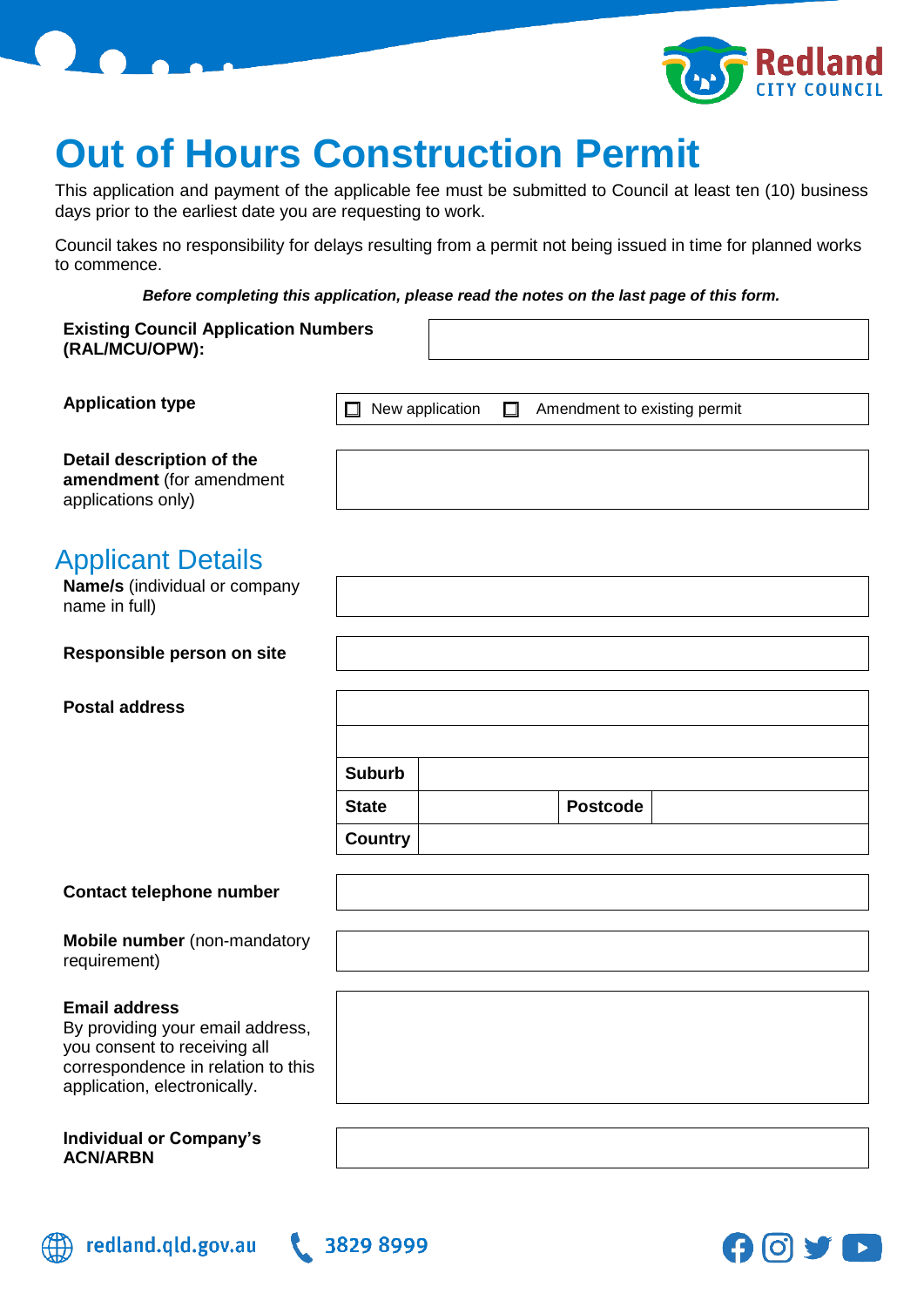# Out of Hours Construction Permit

This application and payment of the applicable fee must be submitted to Council at least ten (10) business days prior to the earliest date you are requesting to work.

Council takes no responsibility for delays resulting from a permit not being issued in time for planned works to commence.

***Before completing this application, please read the notes on the last page of this form.***

| | |
|---|---|
| **Existing Council Application Numbers (RAL/MCU/OPW):** | |
| **Application type** | ☐ New application ☐ Amendment to existing permit |
| **Detail description of the amendment** (for amendment applications only) | |

## Applicant Details

| | | | | |
|---|---|---|---|---|
| **Name/s** (individual or company name in full) | | | | |
| **Responsible person on site** | | | | |
| **Postal address** | | | | |
| | | | | |
| | **Suburb** | | | |
| | **State** | | **Postcode** | |
| | **Country** | | | |
| **Contact telephone number** | | | | |
| **Mobile number** (non-mandatory requirement) | | | | |
| **Email address** By providing your email address, you consent to receiving all correspondence in relation to this application, electronically. | | | | |
| **Individual or Company's ACN/ARBN** | | | | |

redland.qld.gov.au 3829 8999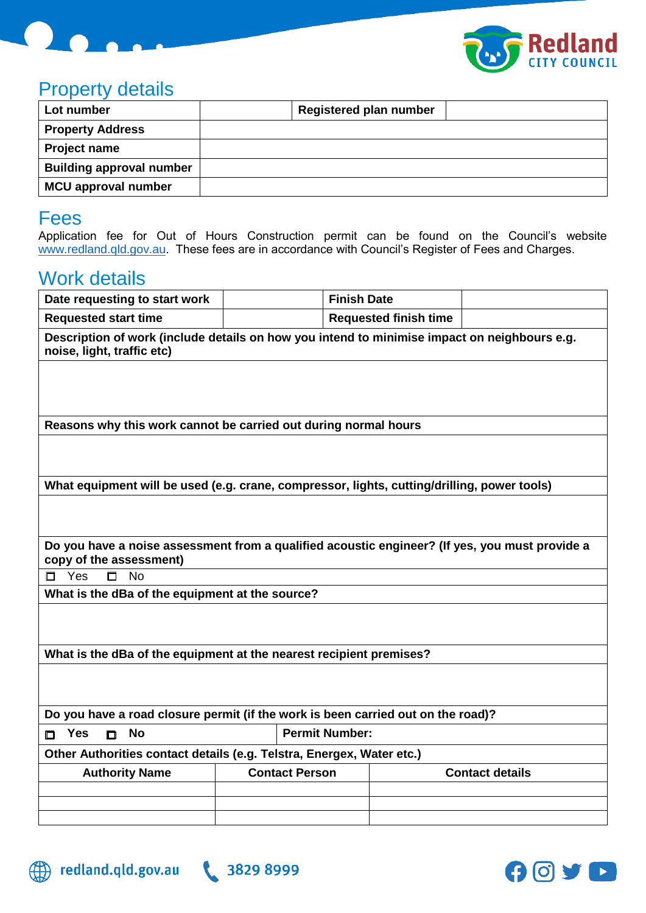## Property details

| Lot number | | Registered plan number | |
|---|---|---|---|
| Property Address | | | |
| Project name | | | |
| Building approval number | | | |
| MCU approval number | | | |

## Fees

Application fee for Out of Hours Construction permit can be found on the Council's website www.redland.qld.gov.au. These fees are in accordance with Council's Register of Fees and Charges.

## Work details

| Date requesting to start work | | Finish Date | |
|---|---|---|---|
| Requested start time | | Requested finish time | |

**Description of work (include details on how you intend to minimise impact on neighbours e.g. noise, light, traffic etc)**

**Reasons why this work cannot be carried out during normal hours**

**What equipment will be used (e.g. crane, compressor, lights, cutting/drilling, power tools)**

**Do you have a noise assessment from a qualified acoustic engineer? (If yes, you must provide a copy of the assessment)**

☐ Yes ☐ No

**What is the dBa of the equipment at the source?**

**What is the dBa of the equipment at the nearest recipient premises?**

**Do you have a road closure permit (if the work is been carried out on the road)?**

| ☐ **Yes** ☐ **No** | **Permit Number:** |
|---|---|

**Other Authorities contact details (e.g. Telstra, Energex, Water etc.)**

| Authority Name | Contact Person | Contact details |
|---|---|---|
| | | |
| | | |
| | | |

redland.qld.gov.au 3829 8999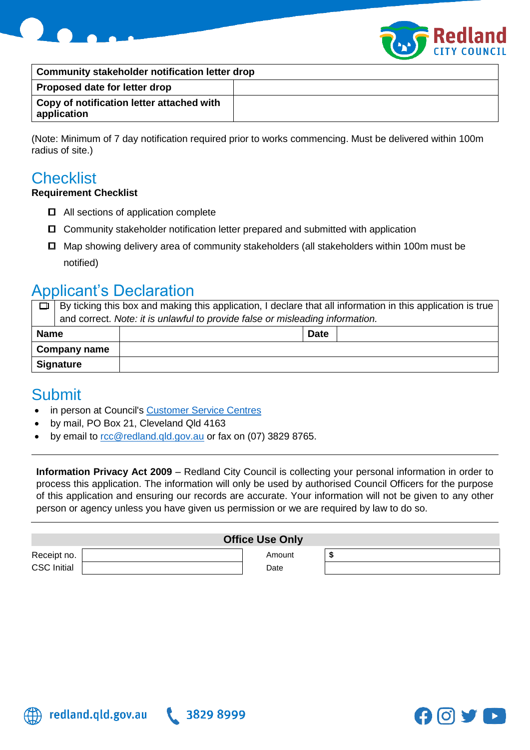| Community stakeholder notification letter drop | |
|---|---|
| **Proposed date for letter drop** | |
| **Copy of notification letter attached with application** | |

(Note: Minimum of 7 day notification required prior to works commencing. Must be delivered within 100m radius of site.)

## Checklist

**Requirement Checklist**

- ☐ All sections of application complete
- ☐ Community stakeholder notification letter prepared and submitted with application
- ☐ Map showing delivery area of community stakeholders (all stakeholders within 100m must be notified)

## Applicant's Declaration

| ☐ | By ticking this box and making this application, I declare that all information in this application is true and correct. *Note: it is unlawful to provide false or misleading information.* | | |
|---|---|---|---|
| **Name** | | **Date** | |
| **Company name** | | | |
| **Signature** | | | |

## Submit

- in person at Council's Customer Service Centres
- by mail, PO Box 21, Cleveland Qld 4163
- by email to rcc@redland.qld.gov.au or fax on (07) 3829 8765.

**Information Privacy Act 2009** – Redland City Council is collecting your personal information in order to process this application. The information will only be used by authorised Council Officers for the purpose of this application and ensuring our records are accurate. Your information will not be given to any other person or agency unless you have given us permission or we are required by law to do so.

**Office Use Only**

| | | | |
|---|---|---|---|
| Receipt no. | | Amount | $ |
| CSC Initial | | Date | |